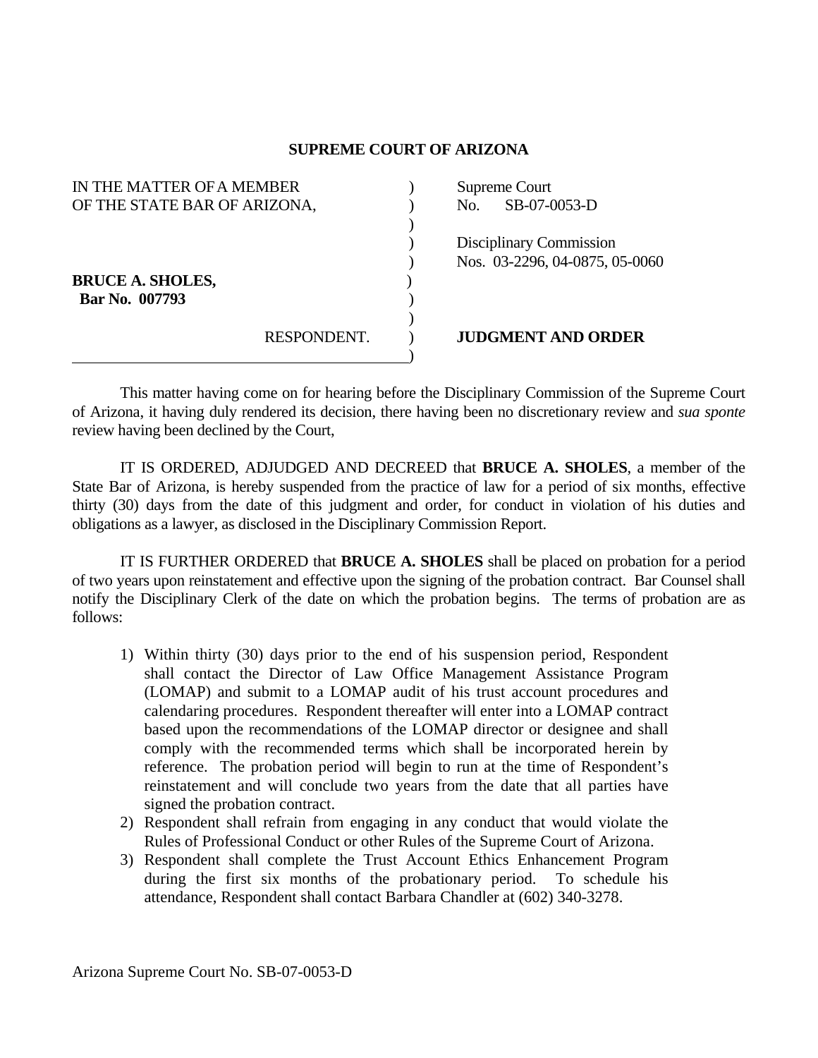**SUPREME COURT OF ARIZONA**

| | |
|---|---|
| IN THE MATTER OF A MEMBER OF THE STATE BAR OF ARIZONA, | Supreme Court No. SB-07-0053-D |
| | Disciplinary Commission Nos. 03-2296, 04-0875, 05-0060 |
| **BRUCE A. SHOLES,** **Bar No. 007793** | |
| RESPONDENT. | **JUDGMENT AND ORDER** |

This matter having come on for hearing before the Disciplinary Commission of the Supreme Court of Arizona, it having duly rendered its decision, there having been no discretionary review and *sua sponte* review having been declined by the Court,

IT IS ORDERED, ADJUDGED AND DECREED that **BRUCE A. SHOLES**, a member of the State Bar of Arizona, is hereby suspended from the practice of law for a period of six months, effective thirty (30) days from the date of this judgment and order, for conduct in violation of his duties and obligations as a lawyer, as disclosed in the Disciplinary Commission Report.

IT IS FURTHER ORDERED that **BRUCE A. SHOLES** shall be placed on probation for a period of two years upon reinstatement and effective upon the signing of the probation contract. Bar Counsel shall notify the Disciplinary Clerk of the date on which the probation begins. The terms of probation are as follows:

1) Within thirty (30) days prior to the end of his suspension period, Respondent shall contact the Director of Law Office Management Assistance Program (LOMAP) and submit to a LOMAP audit of his trust account procedures and calendaring procedures. Respondent thereafter will enter into a LOMAP contract based upon the recommendations of the LOMAP director or designee and shall comply with the recommended terms which shall be incorporated herein by reference. The probation period will begin to run at the time of Respondent's reinstatement and will conclude two years from the date that all parties have signed the probation contract.
2) Respondent shall refrain from engaging in any conduct that would violate the Rules of Professional Conduct or other Rules of the Supreme Court of Arizona.
3) Respondent shall complete the Trust Account Ethics Enhancement Program during the first six months of the probationary period. To schedule his attendance, Respondent shall contact Barbara Chandler at (602) 340-3278.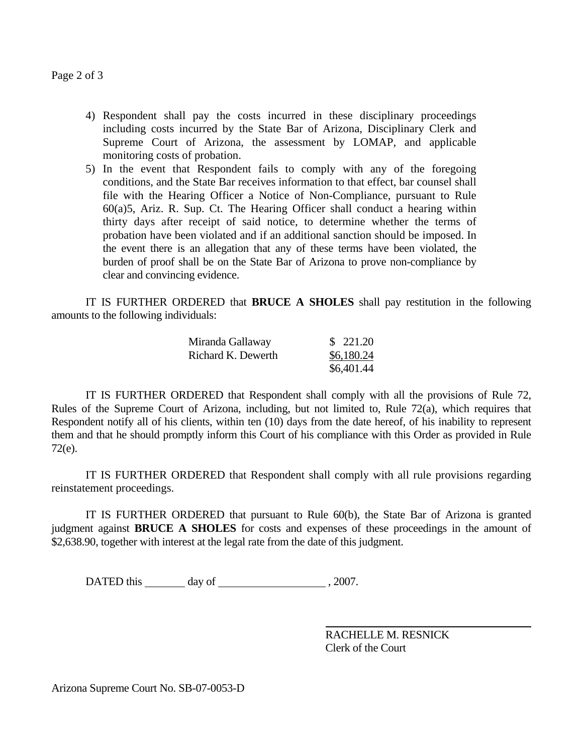4) Respondent shall pay the costs incurred in these disciplinary proceedings including costs incurred by the State Bar of Arizona, Disciplinary Clerk and Supreme Court of Arizona, the assessment by LOMAP, and applicable monitoring costs of probation.
5) In the event that Respondent fails to comply with any of the foregoing conditions, and the State Bar receives information to that effect, bar counsel shall file with the Hearing Officer a Notice of Non-Compliance, pursuant to Rule 60(a)5, Ariz. R. Sup. Ct. The Hearing Officer shall conduct a hearing within thirty days after receipt of said notice, to determine whether the terms of probation have been violated and if an additional sanction should be imposed. In the event there is an allegation that any of these terms have been violated, the burden of proof shall be on the State Bar of Arizona to prove non-compliance by clear and convincing evidence.

IT IS FURTHER ORDERED that **BRUCE A SHOLES** shall pay restitution in the following amounts to the following individuals:

| | |
|---|---|
| Miranda Gallaway | $ 221.20 |
| Richard K. Dewerth | $6,180.24 |
| | $6,401.44 |

IT IS FURTHER ORDERED that Respondent shall comply with all the provisions of Rule 72, Rules of the Supreme Court of Arizona, including, but not limited to, Rule 72(a), which requires that Respondent notify all of his clients, within ten (10) days from the date hereof, of his inability to represent them and that he should promptly inform this Court of his compliance with this Order as provided in Rule 72(e).

IT IS FURTHER ORDERED that Respondent shall comply with all rule provisions regarding reinstatement proceedings.

IT IS FURTHER ORDERED that pursuant to Rule 60(b), the State Bar of Arizona is granted judgment against **BRUCE A SHOLES** for costs and expenses of these proceedings in the amount of $2,638.90, together with interest at the legal rate from the date of this judgment.

DATED this _______ day of __________________ , 2007.

RACHELLE M. RESNICK
Clerk of the Court

Arizona Supreme Court No. SB-07-0053-D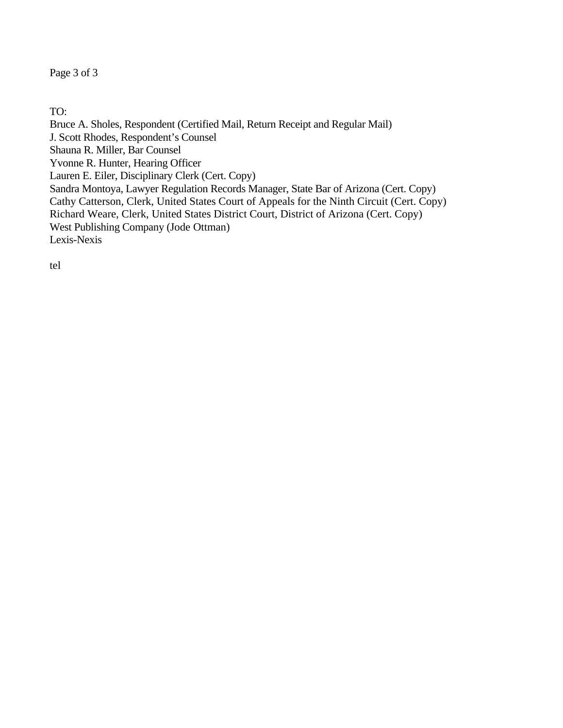TO:
Bruce A. Sholes, Respondent (Certified Mail, Return Receipt and Regular Mail)
J. Scott Rhodes, Respondent's Counsel
Shauna R. Miller, Bar Counsel
Yvonne R. Hunter, Hearing Officer
Lauren E. Eiler, Disciplinary Clerk (Cert. Copy)
Sandra Montoya, Lawyer Regulation Records Manager, State Bar of Arizona (Cert. Copy)
Cathy Catterson, Clerk, United States Court of Appeals for the Ninth Circuit (Cert. Copy)
Richard Weare, Clerk, United States District Court, District of Arizona (Cert. Copy)
West Publishing Company (Jode Ottman)
Lexis-Nexis

tel